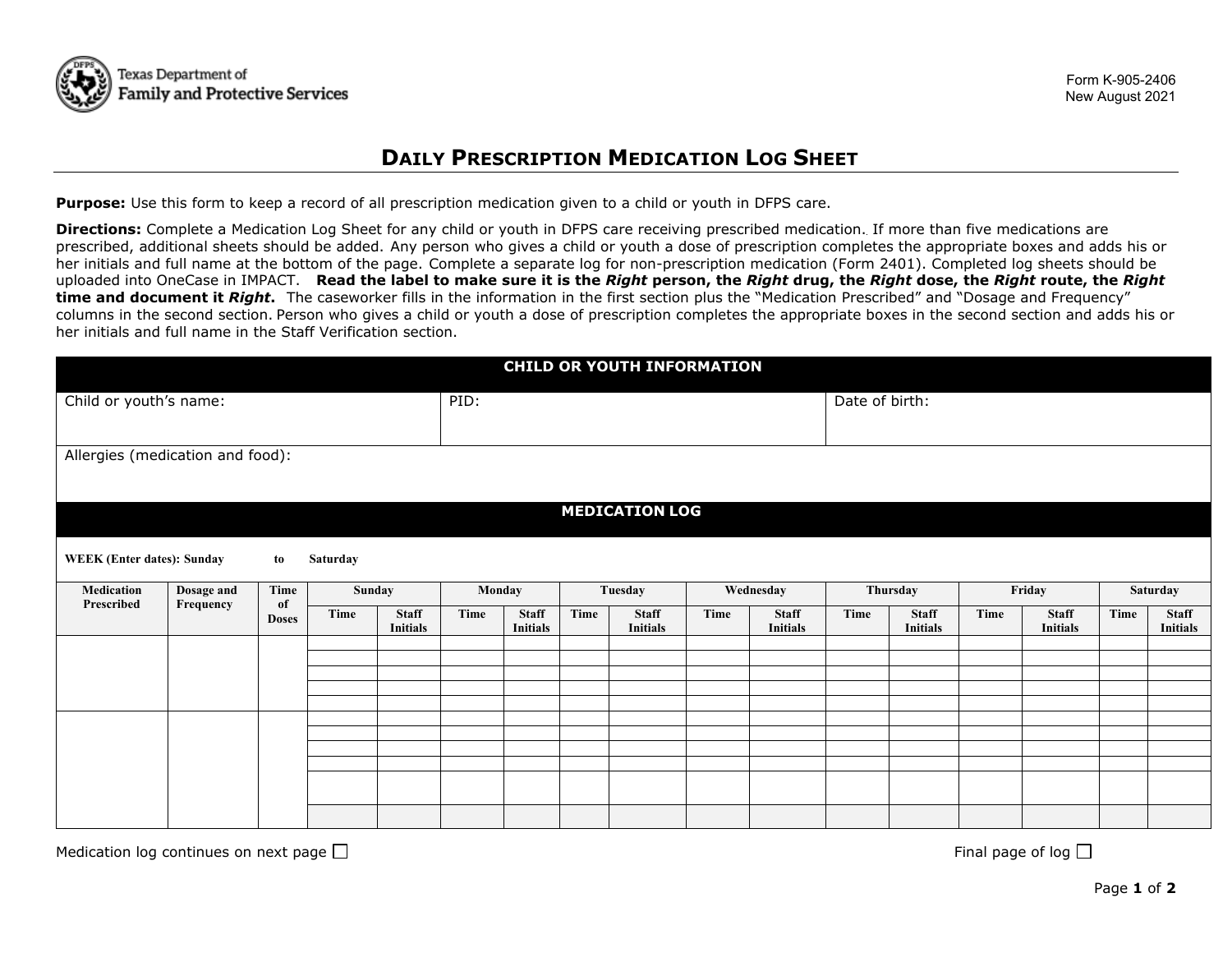Texas Department of Family and Protective Services

Form K-905-2406
New August 2021

# Daily Prescription Medication Log Sheet

**Purpose:** Use this form to keep a record of all prescription medication given to a child or youth in DFPS care.

**Directions:** Complete a Medication Log Sheet for any child or youth in DFPS care receiving prescribed medication. If more than five medications are prescribed, additional sheets should be added. Any person who gives a child or youth a dose of prescription completes the appropriate boxes and adds his or her initials and full name at the bottom of the page. Complete a separate log for non-prescription medication (Form 2401). Completed log sheets should be uploaded into OneCase in IMPACT. **Read the label to make sure it is the *Right* person, the *Right* drug, the *Right* dose, the *Right* route, the *Right* time and document it *Right*.** The caseworker fills in the information in the first section plus the "Medication Prescribed" and "Dosage and Frequency" columns in the second section. Person who gives a child or youth a dose of prescription completes the appropriate boxes in the second section and adds his or her initials and full name in the Staff Verification section.

## CHILD OR YOUTH INFORMATION

| Child or youth's name: | PID: | Date of birth: |
|---|---|---|
| Allergies (medication and food): | | |

## MEDICATION LOG

**WEEK (Enter dates): Sunday to Saturday**

| Medication Prescribed | Dosage and Frequency | Time of Doses | Sunday | | Monday | | Tuesday | | Wednesday | | Thursday | | Friday | | Saturday | |
|---|---|---|---|---|---|---|---|---|---|---|---|---|---|---|---|---|
| | | | Time | Staff Initials | Time | Staff Initials | Time | Staff Initials | Time | Staff Initials | Time | Staff Initials | Time | Staff Initials | Time | Staff Initials |
| | | | | | | | | | | | | | | | | |
| | | | | | | | | | | | | | | | | |
| | | | | | | | | | | | | | | | | |
| | | | | | | | | | | | | | | | | |
| | | | | | | | | | | | | | | | | |
| | | | | | | | | | | | | | | | | |
| | | | | | | | | | | | | | | | | |
| | | | | | | | | | | | | | | | | |
| | | | | | | | | | | | | | | | | |
| | | | | | | | | | | | | | | | | |
| | | | | | | | | | | | | | | | | |

Medication log continues on next page ☐

Final page of log ☐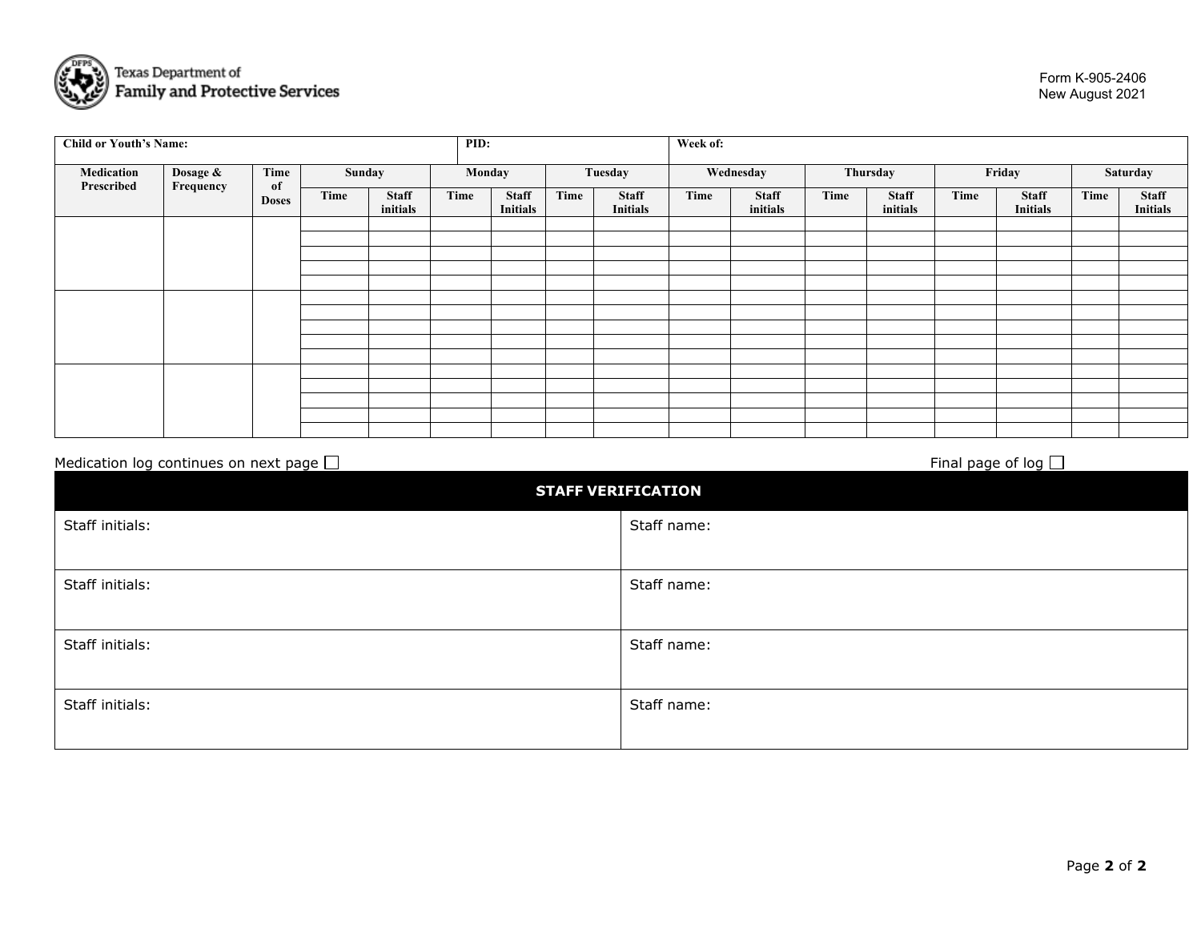Texas Department of Family and Protective Services

Form K-905-2406
New August 2021

| Child or Youth's Name: | | | PID: | | | | Week of: | | | | | | | | | |
|---|---|---|---|---|---|---|---|---|---|---|---|---|---|---|---|---|
| **Medication Prescribed** | **Dosage & Frequency** | **Time of Doses** | **Sunday** | | **Monday** | | **Tuesday** | | **Wednesday** | | **Thursday** | | **Friday** | | **Saturday** | |
| | | | **Time** | **Staff initials** | **Time** | **Staff Initials** | **Time** | **Staff Initials** | **Time** | **Staff initials** | **Time** | **Staff initials** | **Time** | **Staff Initials** | **Time** | **Staff Initials** |
| | | | | | | | | | | | | | | | | |
| | | | | | | | | | | | | | | | | |
| | | | | | | | | | | | | | | | | |
| | | | | | | | | | | | | | | | | |
| | | | | | | | | | | | | | | | | |
| | | | | | | | | | | | | | | | | |
| | | | | | | | | | | | | | | | | |
| | | | | | | | | | | | | | | | | |
| | | | | | | | | | | | | | | | | |
| | | | | | | | | | | | | | | | | |
| | | | | | | | | | | | | | | | | |
| | | | | | | | | | | | | | | | | |
| | | | | | | | | | | | | | | | | |
| | | | | | | | | | | | | | | | | |
| | | | | | | | | | | | | | | | | |

Medication log continues on next page ☐

Final page of log ☐

## STAFF VERIFICATION

| | |
|---|---|
| Staff initials: | Staff name: |
| Staff initials: | Staff name: |
| Staff initials: | Staff name: |
| Staff initials: | Staff name: |